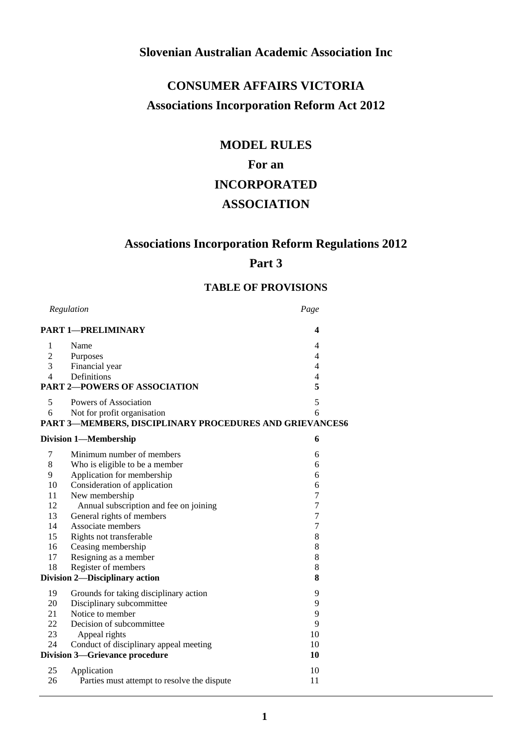**Slovenian Australian Academic Association Inc**

# CONSUMER AFFAIRS VICTORIA

## Associations Incorporation Reform Act 2012

# MODEL RULES

# For an

# INCORPORATED

# ASSOCIATION

## Associations Incorporation Reform Regulations 2012

## Part 3

### TABLE OF PROVISIONS

| | *Regulation* | *Page* |
|---|---|---|
| **PART 1—PRELIMINARY** | | **4** |
| 1 | Name | 4 |
| 2 | Purposes | 4 |
| 3 | Financial year | 4 |
| 4 | Definitions | 4 |
| **PART 2—POWERS OF ASSOCIATION** | | **5** |
| 5 | Powers of Association | 5 |
| 6 | Not for profit organisation | 6 |
| **PART 3—MEMBERS, DISCIPLINARY PROCEDURES AND GRIEVANCES** | | **6** |
| **Division 1—Membership** | | **6** |
| 7 | Minimum number of members | 6 |
| 8 | Who is eligible to be a member | 6 |
| 9 | Application for membership | 6 |
| 10 | Consideration of application | 6 |
| 11 | New membership | 7 |
| 12 | Annual subscription and fee on joining | 7 |
| 13 | General rights of members | 7 |
| 14 | Associate members | 7 |
| 15 | Rights not transferable | 8 |
| 16 | Ceasing membership | 8 |
| 17 | Resigning as a member | 8 |
| 18 | Register of members | 8 |
| **Division 2—Disciplinary action** | | **8** |
| 19 | Grounds for taking disciplinary action | 9 |
| 20 | Disciplinary subcommittee | 9 |
| 21 | Notice to member | 9 |
| 22 | Decision of subcommittee | 9 |
| 23 | Appeal rights | 10 |
| 24 | Conduct of disciplinary appeal meeting | 10 |
| **Division 3—Grievance procedure** | | **10** |
| 25 | Application | 10 |
| 26 | Parties must attempt to resolve the dispute | 11 |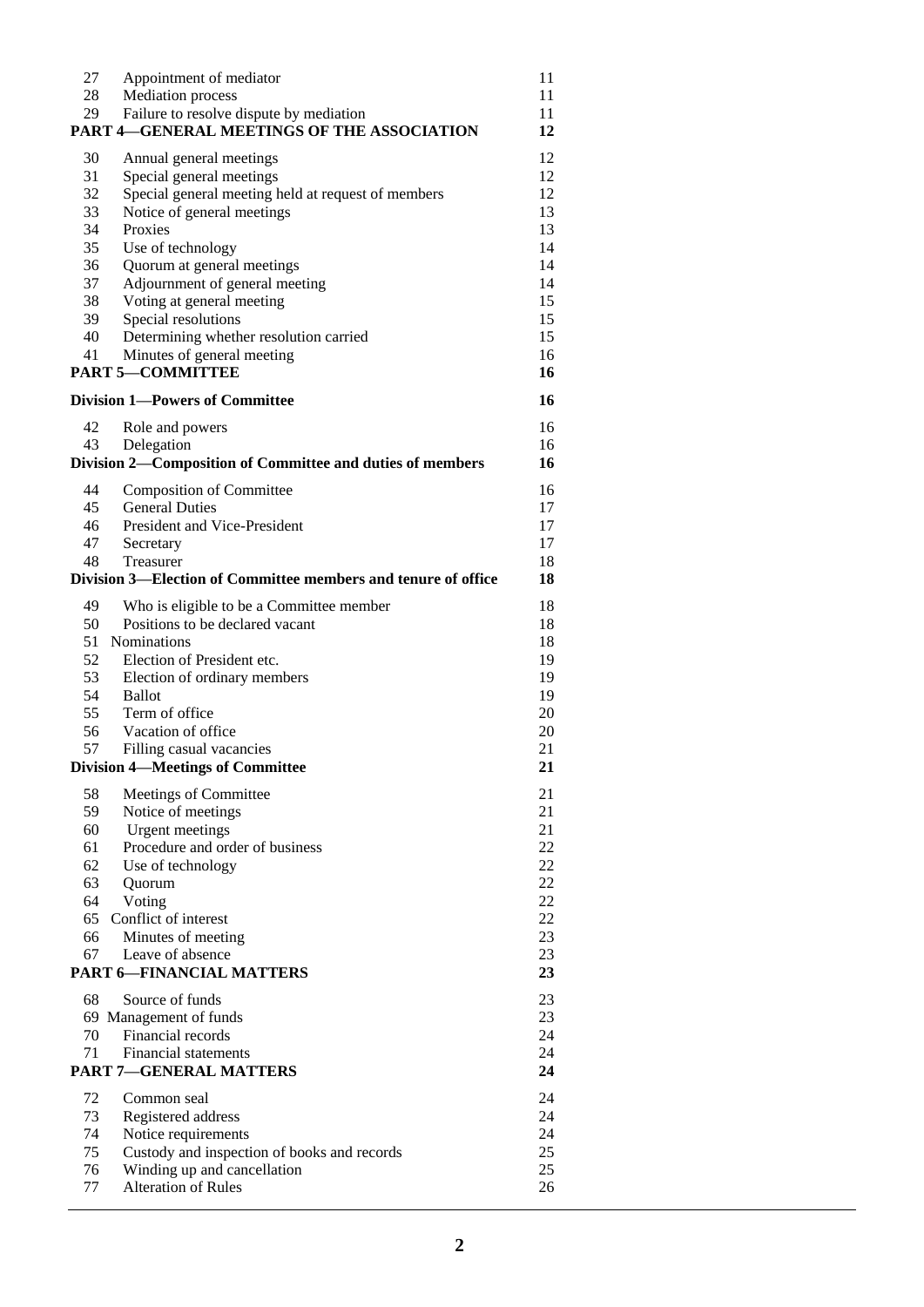| | | |
|---|---|---|
| 27 | Appointment of mediator | 11 |
| 28 | Mediation process | 11 |
| 29 | Failure to resolve dispute by mediation | 11 |
| **PART 4—GENERAL MEETINGS OF THE ASSOCIATION** | | **12** |
| 30 | Annual general meetings | 12 |
| 31 | Special general meetings | 12 |
| 32 | Special general meeting held at request of members | 12 |
| 33 | Notice of general meetings | 13 |
| 34 | Proxies | 13 |
| 35 | Use of technology | 14 |
| 36 | Quorum at general meetings | 14 |
| 37 | Adjournment of general meeting | 14 |
| 38 | Voting at general meeting | 15 |
| 39 | Special resolutions | 15 |
| 40 | Determining whether resolution carried | 15 |
| 41 | Minutes of general meeting | 16 |
| **PART 5—COMMITTEE** | | **16** |
| **Division 1—Powers of Committee** | | **16** |
| 42 | Role and powers | 16 |
| 43 | Delegation | 16 |
| **Division 2—Composition of Committee and duties of members** | | **16** |
| 44 | Composition of Committee | 16 |
| 45 | General Duties | 17 |
| 46 | President and Vice-President | 17 |
| 47 | Secretary | 17 |
| 48 | Treasurer | 18 |
| **Division 3—Election of Committee members and tenure of office** | | **18** |
| 49 | Who is eligible to be a Committee member | 18 |
| 50 | Positions to be declared vacant | 18 |
| 51 | Nominations | 18 |
| 52 | Election of President etc. | 19 |
| 53 | Election of ordinary members | 19 |
| 54 | Ballot | 19 |
| 55 | Term of office | 20 |
| 56 | Vacation of office | 20 |
| 57 | Filling casual vacancies | 21 |
| **Division 4—Meetings of Committee** | | **21** |
| 58 | Meetings of Committee | 21 |
| 59 | Notice of meetings | 21 |
| 60 | Urgent meetings | 21 |
| 61 | Procedure and order of business | 22 |
| 62 | Use of technology | 22 |
| 63 | Quorum | 22 |
| 64 | Voting | 22 |
| 65 | Conflict of interest | 22 |
| 66 | Minutes of meeting | 23 |
| 67 | Leave of absence | 23 |
| **PART 6—FINANCIAL MATTERS** | | **23** |
| 68 | Source of funds | 23 |
| 69 | Management of funds | 23 |
| 70 | Financial records | 24 |
| 71 | Financial statements | 24 |
| **PART 7—GENERAL MATTERS** | | **24** |
| 72 | Common seal | 24 |
| 73 | Registered address | 24 |
| 74 | Notice requirements | 24 |
| 75 | Custody and inspection of books and records | 25 |
| 76 | Winding up and cancellation | 25 |
| 77 | Alteration of Rules | 26 |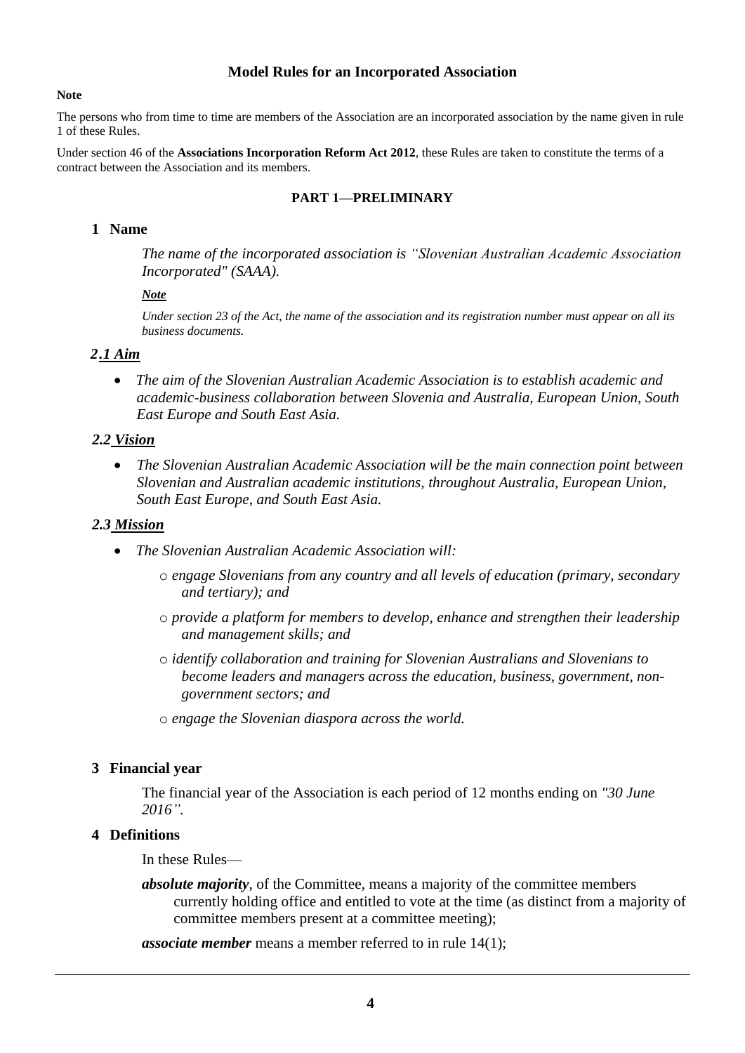## Model Rules for an Incorporated Association

**Note**

The persons who from time to time are members of the Association are an incorporated association by the name given in rule 1 of these Rules.

Under section 46 of the **Associations Incorporation Reform Act 2012**, these Rules are taken to constitute the terms of a contract between the Association and its members.

### PART 1—PRELIMINARY

#### 1 Name

*The name of the incorporated association is "Slovenian Australian Academic Association Incorporated" (SAAA).*

***Note***

*Under section 23 of the Act, the name of the association and its registration number must appear on all its business documents.*

#### *2.1 Aim*

- *The aim of the Slovenian Australian Academic Association is to establish academic and academic-business collaboration between Slovenia and Australia, European Union, South East Europe and South East Asia.*

#### *2.2 Vision*

- *The Slovenian Australian Academic Association will be the main connection point between Slovenian and Australian academic institutions, throughout Australia, European Union, South East Europe, and South East Asia.*

#### *2.3 Mission*

- *The Slovenian Australian Academic Association will:*
  - *engage Slovenians from any country and all levels of education (primary, secondary and tertiary); and*
  - *provide a platform for members to develop, enhance and strengthen their leadership and management skills; and*
  - *identify collaboration and training for Slovenian Australians and Slovenians to become leaders and managers across the education, business, government, non-government sectors; and*
  - *engage the Slovenian diaspora across the world.*

#### 3 Financial year

The financial year of the Association is each period of 12 months ending on *"30 June 2016".*

#### 4 Definitions

In these Rules—

***absolute majority***, of the Committee, means a majority of the committee members currently holding office and entitled to vote at the time (as distinct from a majority of committee members present at a committee meeting);

***associate member*** means a member referred to in rule 14(1);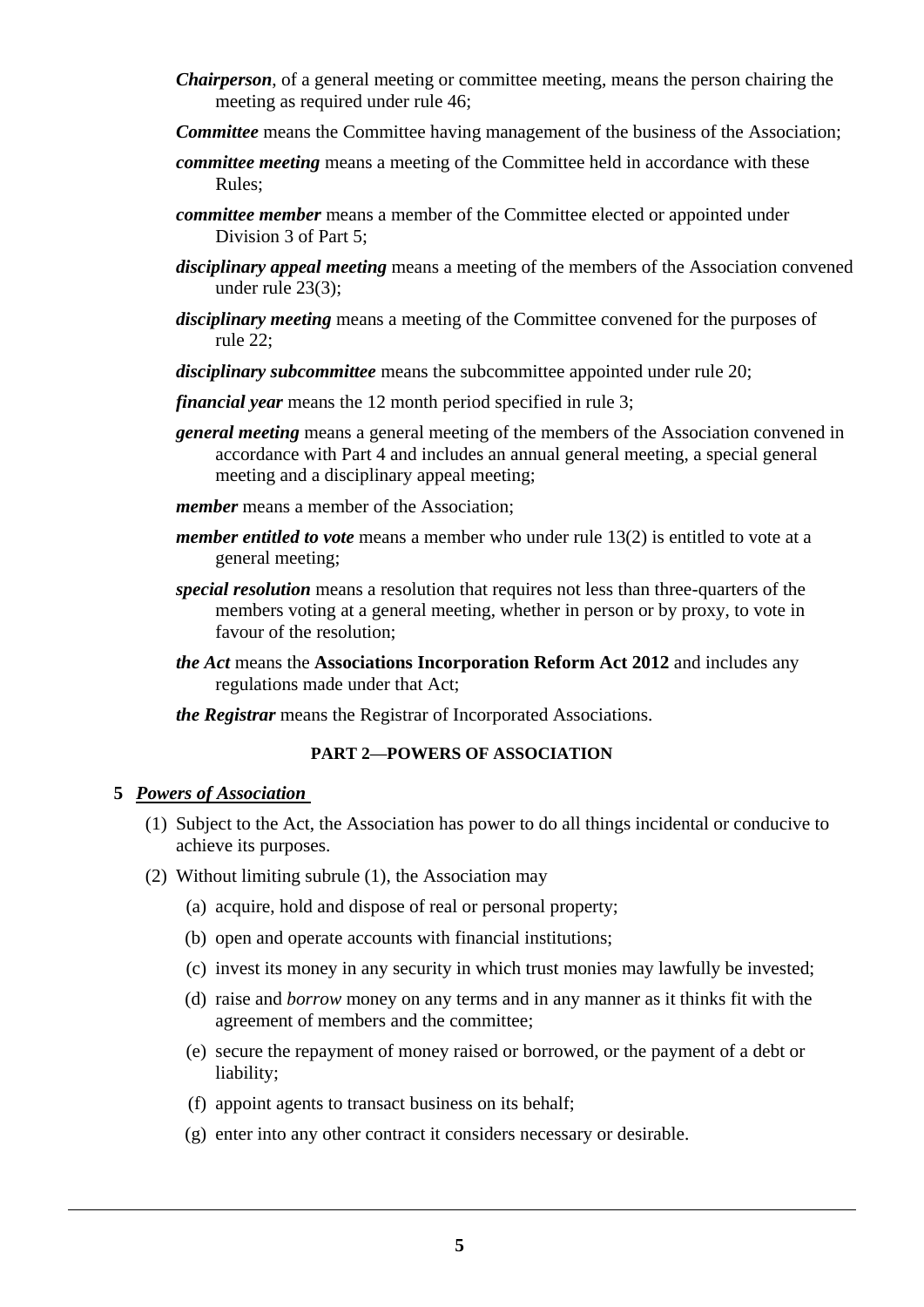***Chairperson***, of a general meeting or committee meeting, means the person chairing the meeting as required under rule 46;

***Committee*** means the Committee having management of the business of the Association;

***committee meeting*** means a meeting of the Committee held in accordance with these Rules;

***committee member*** means a member of the Committee elected or appointed under Division 3 of Part 5;

***disciplinary appeal meeting*** means a meeting of the members of the Association convened under rule 23(3);

***disciplinary meeting*** means a meeting of the Committee convened for the purposes of rule 22;

***disciplinary subcommittee*** means the subcommittee appointed under rule 20;

***financial year*** means the 12 month period specified in rule 3;

***general meeting*** means a general meeting of the members of the Association convened in accordance with Part 4 and includes an annual general meeting, a special general meeting and a disciplinary appeal meeting;

***member*** means a member of the Association;

***member entitled to vote*** means a member who under rule 13(2) is entitled to vote at a general meeting;

***special resolution*** means a resolution that requires not less than three-quarters of the members voting at a general meeting, whether in person or by proxy, to vote in favour of the resolution;

***the Act*** means the **Associations Incorporation Reform Act 2012** and includes any regulations made under that Act;

***the Registrar*** means the Registrar of Incorporated Associations.

## PART 2—POWERS OF ASSOCIATION

### 5 *Powers of Association*

(1) Subject to the Act, the Association has power to do all things incidental or conducive to achieve its purposes.

(2) Without limiting subrule (1), the Association may

(a) acquire, hold and dispose of real or personal property;

(b) open and operate accounts with financial institutions;

(c) invest its money in any security in which trust monies may lawfully be invested;

(d) raise and *borrow* money on any terms and in any manner as it thinks fit with the agreement of members and the committee;

(e) secure the repayment of money raised or borrowed, or the payment of a debt or liability;

(f) appoint agents to transact business on its behalf;

(g) enter into any other contract it considers necessary or desirable.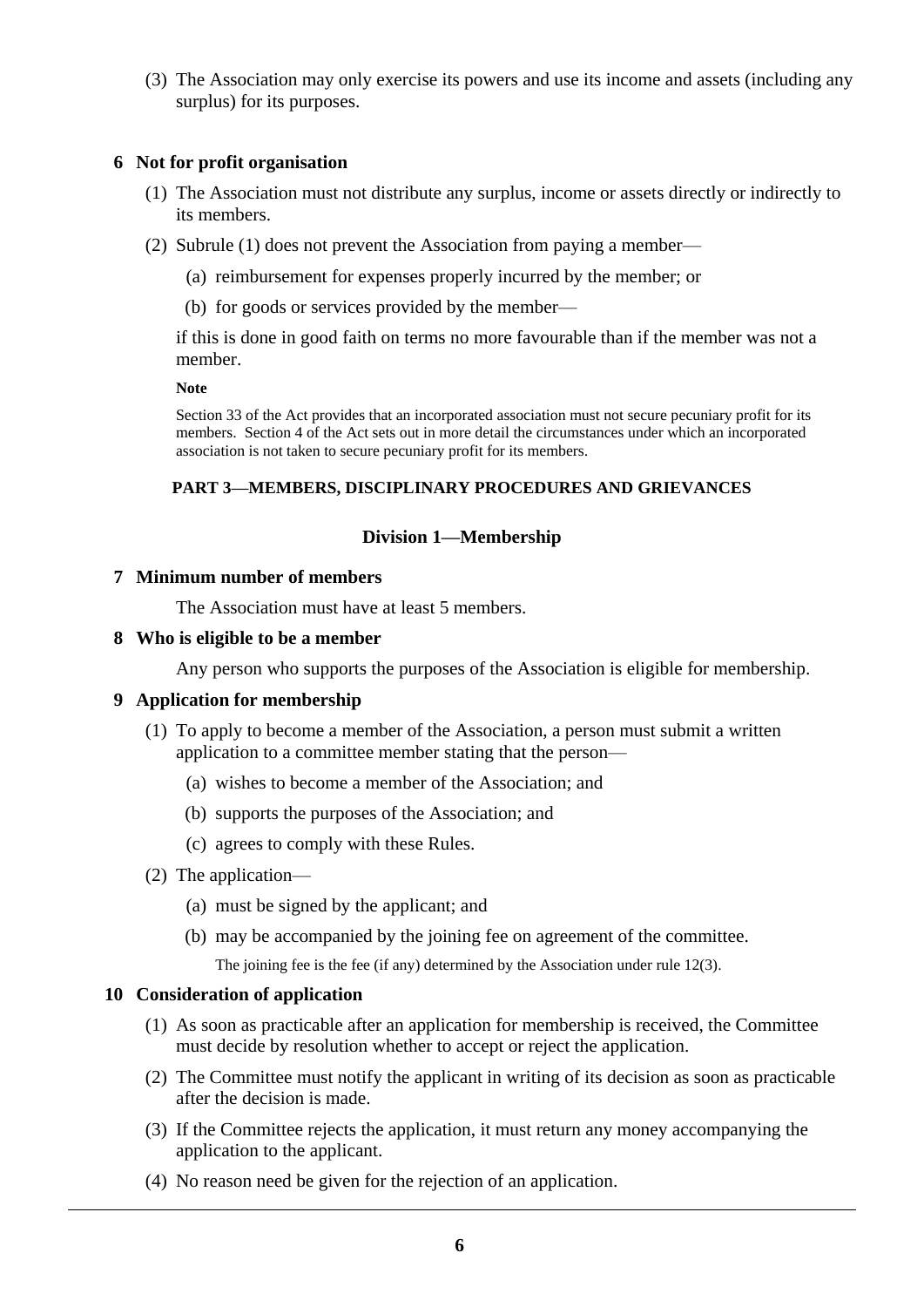(3) The Association may only exercise its powers and use its income and assets (including any surplus) for its purposes.

### 6 Not for profit organisation

(1) The Association must not distribute any surplus, income or assets directly or indirectly to its members.

(2) Subrule (1) does not prevent the Association from paying a member—

(a) reimbursement for expenses properly incurred by the member; or

(b) for goods or services provided by the member—

if this is done in good faith on terms no more favourable than if the member was not a member.

**Note**

Section 33 of the Act provides that an incorporated association must not secure pecuniary profit for its members. Section 4 of the Act sets out in more detail the circumstances under which an incorporated association is not taken to secure pecuniary profit for its members.

## PART 3—MEMBERS, DISCIPLINARY PROCEDURES AND GRIEVANCES

### Division 1—Membership

### 7 Minimum number of members

The Association must have at least 5 members.

### 8 Who is eligible to be a member

Any person who supports the purposes of the Association is eligible for membership.

### 9 Application for membership

(1) To apply to become a member of the Association, a person must submit a written application to a committee member stating that the person—

(a) wishes to become a member of the Association; and

(b) supports the purposes of the Association; and

(c) agrees to comply with these Rules.

(2) The application—

(a) must be signed by the applicant; and

(b) may be accompanied by the joining fee on agreement of the committee.

The joining fee is the fee (if any) determined by the Association under rule 12(3).

### 10 Consideration of application

(1) As soon as practicable after an application for membership is received, the Committee must decide by resolution whether to accept or reject the application.

(2) The Committee must notify the applicant in writing of its decision as soon as practicable after the decision is made.

(3) If the Committee rejects the application, it must return any money accompanying the application to the applicant.

(4) No reason need be given for the rejection of an application.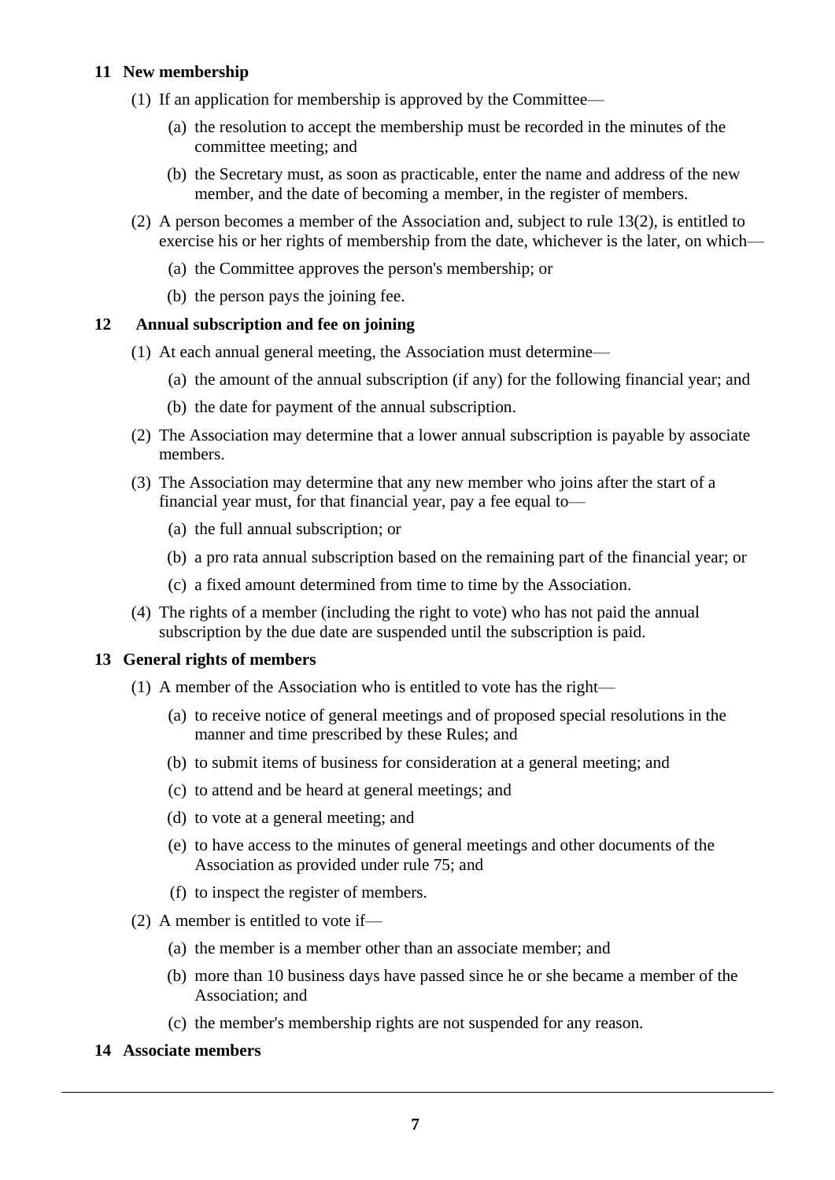### 11 New membership

(1) If an application for membership is approved by the Committee—

(a) the resolution to accept the membership must be recorded in the minutes of the committee meeting; and

(b) the Secretary must, as soon as practicable, enter the name and address of the new member, and the date of becoming a member, in the register of members.

(2) A person becomes a member of the Association and, subject to rule 13(2), is entitled to exercise his or her rights of membership from the date, whichever is the later, on which—

(a) the Committee approves the person's membership; or

(b) the person pays the joining fee.

### 12 Annual subscription and fee on joining

(1) At each annual general meeting, the Association must determine—

(a) the amount of the annual subscription (if any) for the following financial year; and

(b) the date for payment of the annual subscription.

(2) The Association may determine that a lower annual subscription is payable by associate members.

(3) The Association may determine that any new member who joins after the start of a financial year must, for that financial year, pay a fee equal to—

(a) the full annual subscription; or

(b) a pro rata annual subscription based on the remaining part of the financial year; or

(c) a fixed amount determined from time to time by the Association.

(4) The rights of a member (including the right to vote) who has not paid the annual subscription by the due date are suspended until the subscription is paid.

### 13 General rights of members

(1) A member of the Association who is entitled to vote has the right—

(a) to receive notice of general meetings and of proposed special resolutions in the manner and time prescribed by these Rules; and

(b) to submit items of business for consideration at a general meeting; and

(c) to attend and be heard at general meetings; and

(d) to vote at a general meeting; and

(e) to have access to the minutes of general meetings and other documents of the Association as provided under rule 75; and

(f) to inspect the register of members.

(2) A member is entitled to vote if—

(a) the member is a member other than an associate member; and

(b) more than 10 business days have passed since he or she became a member of the Association; and

(c) the member's membership rights are not suspended for any reason.

### 14 Associate members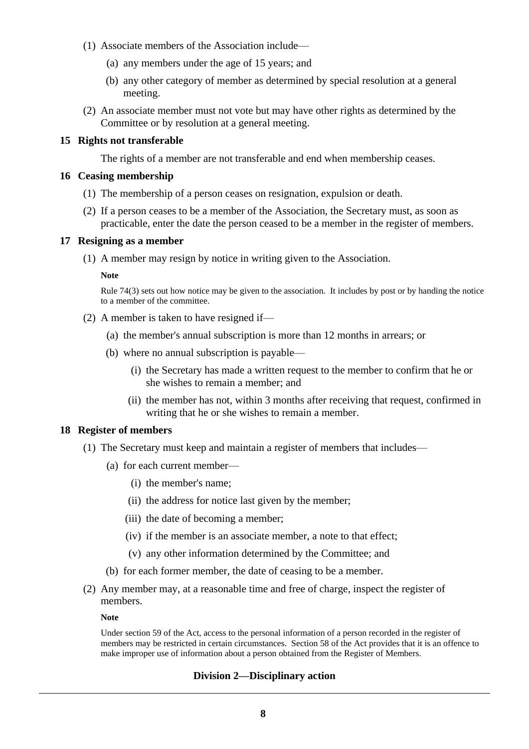(1) Associate members of the Association include—

  (a) any members under the age of 15 years; and

  (b) any other category of member as determined by special resolution at a general meeting.

(2) An associate member must not vote but may have other rights as determined by the Committee or by resolution at a general meeting.

### 15 Rights not transferable

The rights of a member are not transferable and end when membership ceases.

### 16 Ceasing membership

(1) The membership of a person ceases on resignation, expulsion or death.

(2) If a person ceases to be a member of the Association, the Secretary must, as soon as practicable, enter the date the person ceased to be a member in the register of members.

### 17 Resigning as a member

(1) A member may resign by notice in writing given to the Association.

**Note**

Rule 74(3) sets out how notice may be given to the association. It includes by post or by handing the notice to a member of the committee.

(2) A member is taken to have resigned if—

  (a) the member's annual subscription is more than 12 months in arrears; or

  (b) where no annual subscription is payable—

    (i) the Secretary has made a written request to the member to confirm that he or she wishes to remain a member; and

    (ii) the member has not, within 3 months after receiving that request, confirmed in writing that he or she wishes to remain a member.

### 18 Register of members

(1) The Secretary must keep and maintain a register of members that includes—

  (a) for each current member—

    (i) the member's name;

    (ii) the address for notice last given by the member;

    (iii) the date of becoming a member;

    (iv) if the member is an associate member, a note to that effect;

    (v) any other information determined by the Committee; and

  (b) for each former member, the date of ceasing to be a member.

(2) Any member may, at a reasonable time and free of charge, inspect the register of members.

**Note**

Under section 59 of the Act, access to the personal information of a person recorded in the register of members may be restricted in certain circumstances. Section 58 of the Act provides that it is an offence to make improper use of information about a person obtained from the Register of Members.

## Division 2—Disciplinary action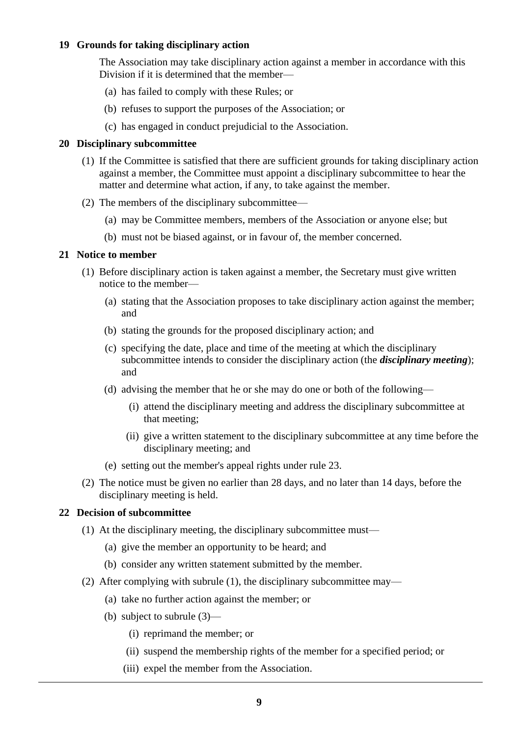### 19 Grounds for taking disciplinary action

The Association may take disciplinary action against a member in accordance with this Division if it is determined that the member—

(a) has failed to comply with these Rules; or

(b) refuses to support the purposes of the Association; or

(c) has engaged in conduct prejudicial to the Association.

### 20 Disciplinary subcommittee

(1) If the Committee is satisfied that there are sufficient grounds for taking disciplinary action against a member, the Committee must appoint a disciplinary subcommittee to hear the matter and determine what action, if any, to take against the member.

(2) The members of the disciplinary subcommittee—

(a) may be Committee members, members of the Association or anyone else; but

(b) must not be biased against, or in favour of, the member concerned.

### 21 Notice to member

(1) Before disciplinary action is taken against a member, the Secretary must give written notice to the member—

(a) stating that the Association proposes to take disciplinary action against the member; and

(b) stating the grounds for the proposed disciplinary action; and

(c) specifying the date, place and time of the meeting at which the disciplinary subcommittee intends to consider the disciplinary action (the ***disciplinary meeting***); and

(d) advising the member that he or she may do one or both of the following—

(i) attend the disciplinary meeting and address the disciplinary subcommittee at that meeting;

(ii) give a written statement to the disciplinary subcommittee at any time before the disciplinary meeting; and

(e) setting out the member's appeal rights under rule 23.

(2) The notice must be given no earlier than 28 days, and no later than 14 days, before the disciplinary meeting is held.

### 22 Decision of subcommittee

(1) At the disciplinary meeting, the disciplinary subcommittee must—

(a) give the member an opportunity to be heard; and

(b) consider any written statement submitted by the member.

(2) After complying with subrule (1), the disciplinary subcommittee may—

(a) take no further action against the member; or

(b) subject to subrule (3)—

(i) reprimand the member; or

(ii) suspend the membership rights of the member for a specified period; or

(iii) expel the member from the Association.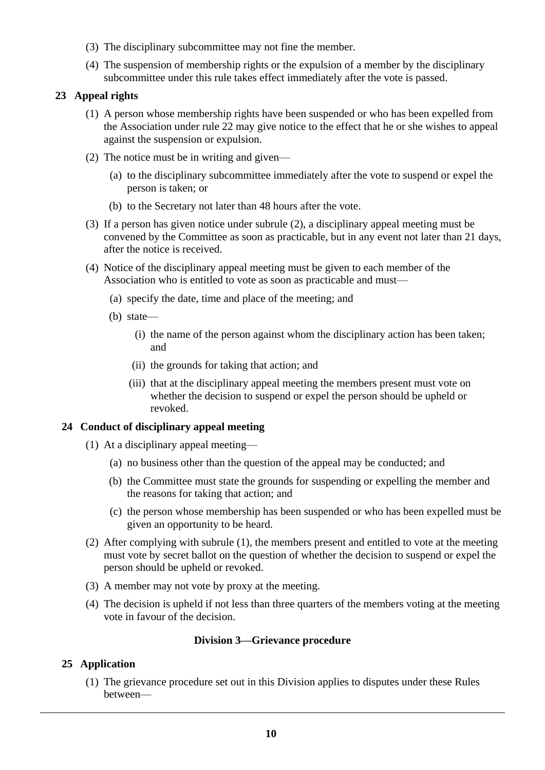(3) The disciplinary subcommittee may not fine the member.

(4) The suspension of membership rights or the expulsion of a member by the disciplinary subcommittee under this rule takes effect immediately after the vote is passed.

### 23 Appeal rights

(1) A person whose membership rights have been suspended or who has been expelled from the Association under rule 22 may give notice to the effect that he or she wishes to appeal against the suspension or expulsion.

(2) The notice must be in writing and given—

(a) to the disciplinary subcommittee immediately after the vote to suspend or expel the person is taken; or

(b) to the Secretary not later than 48 hours after the vote.

(3) If a person has given notice under subrule (2), a disciplinary appeal meeting must be convened by the Committee as soon as practicable, but in any event not later than 21 days, after the notice is received.

(4) Notice of the disciplinary appeal meeting must be given to each member of the Association who is entitled to vote as soon as practicable and must—

(a) specify the date, time and place of the meeting; and

(b) state—

(i) the name of the person against whom the disciplinary action has been taken; and

(ii) the grounds for taking that action; and

(iii) that at the disciplinary appeal meeting the members present must vote on whether the decision to suspend or expel the person should be upheld or revoked.

### 24 Conduct of disciplinary appeal meeting

(1) At a disciplinary appeal meeting—

(a) no business other than the question of the appeal may be conducted; and

(b) the Committee must state the grounds for suspending or expelling the member and the reasons for taking that action; and

(c) the person whose membership has been suspended or who has been expelled must be given an opportunity to be heard.

(2) After complying with subrule (1), the members present and entitled to vote at the meeting must vote by secret ballot on the question of whether the decision to suspend or expel the person should be upheld or revoked.

(3) A member may not vote by proxy at the meeting.

(4) The decision is upheld if not less than three quarters of the members voting at the meeting vote in favour of the decision.

## Division 3—Grievance procedure

### 25 Application

(1) The grievance procedure set out in this Division applies to disputes under these Rules between—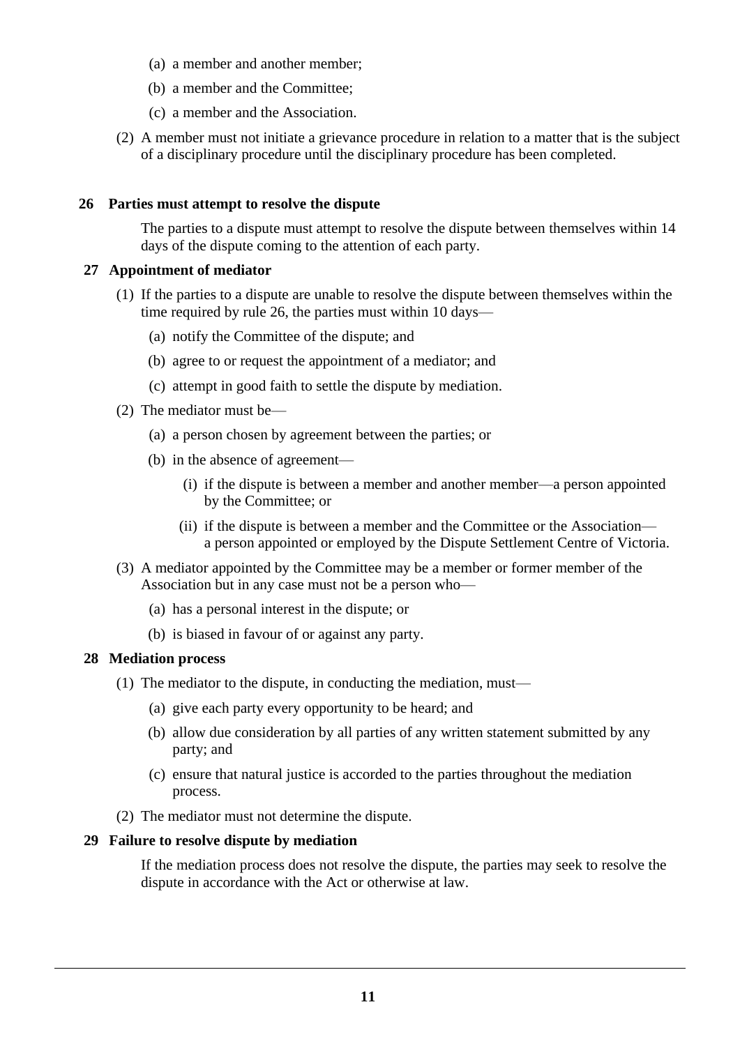(a) a member and another member;

(b) a member and the Committee;

(c) a member and the Association.

(2) A member must not initiate a grievance procedure in relation to a matter that is the subject of a disciplinary procedure until the disciplinary procedure has been completed.

### 26 Parties must attempt to resolve the dispute

The parties to a dispute must attempt to resolve the dispute between themselves within 14 days of the dispute coming to the attention of each party.

### 27 Appointment of mediator

(1) If the parties to a dispute are unable to resolve the dispute between themselves within the time required by rule 26, the parties must within 10 days—

(a) notify the Committee of the dispute; and

(b) agree to or request the appointment of a mediator; and

(c) attempt in good faith to settle the dispute by mediation.

(2) The mediator must be—

(a) a person chosen by agreement between the parties; or

(b) in the absence of agreement—

(i) if the dispute is between a member and another member—a person appointed by the Committee; or

(ii) if the dispute is between a member and the Committee or the Association—a person appointed or employed by the Dispute Settlement Centre of Victoria.

(3) A mediator appointed by the Committee may be a member or former member of the Association but in any case must not be a person who—

(a) has a personal interest in the dispute; or

(b) is biased in favour of or against any party.

### 28 Mediation process

(1) The mediator to the dispute, in conducting the mediation, must—

(a) give each party every opportunity to be heard; and

(b) allow due consideration by all parties of any written statement submitted by any party; and

(c) ensure that natural justice is accorded to the parties throughout the mediation process.

(2) The mediator must not determine the dispute.

### 29 Failure to resolve dispute by mediation

If the mediation process does not resolve the dispute, the parties may seek to resolve the dispute in accordance with the Act or otherwise at law.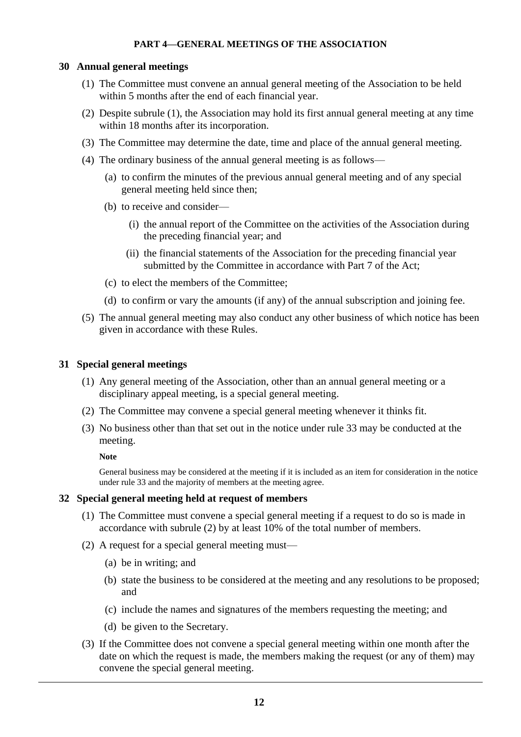## PART 4—GENERAL MEETINGS OF THE ASSOCIATION

### 30 Annual general meetings

(1) The Committee must convene an annual general meeting of the Association to be held within 5 months after the end of each financial year.

(2) Despite subrule (1), the Association may hold its first annual general meeting at any time within 18 months after its incorporation.

(3) The Committee may determine the date, time and place of the annual general meeting.

(4) The ordinary business of the annual general meeting is as follows—

- (a) to confirm the minutes of the previous annual general meeting and of any special general meeting held since then;
- (b) to receive and consider—
  - (i) the annual report of the Committee on the activities of the Association during the preceding financial year; and
  - (ii) the financial statements of the Association for the preceding financial year submitted by the Committee in accordance with Part 7 of the Act;
- (c) to elect the members of the Committee;
- (d) to confirm or vary the amounts (if any) of the annual subscription and joining fee.

(5) The annual general meeting may also conduct any other business of which notice has been given in accordance with these Rules.

### 31 Special general meetings

(1) Any general meeting of the Association, other than an annual general meeting or a disciplinary appeal meeting, is a special general meeting.

(2) The Committee may convene a special general meeting whenever it thinks fit.

(3) No business other than that set out in the notice under rule 33 may be conducted at the meeting.

**Note**

General business may be considered at the meeting if it is included as an item for consideration in the notice under rule 33 and the majority of members at the meeting agree.

### 32 Special general meeting held at request of members

(1) The Committee must convene a special general meeting if a request to do so is made in accordance with subrule (2) by at least 10% of the total number of members.

(2) A request for a special general meeting must—

- (a) be in writing; and
- (b) state the business to be considered at the meeting and any resolutions to be proposed; and
- (c) include the names and signatures of the members requesting the meeting; and
- (d) be given to the Secretary.

(3) If the Committee does not convene a special general meeting within one month after the date on which the request is made, the members making the request (or any of them) may convene the special general meeting.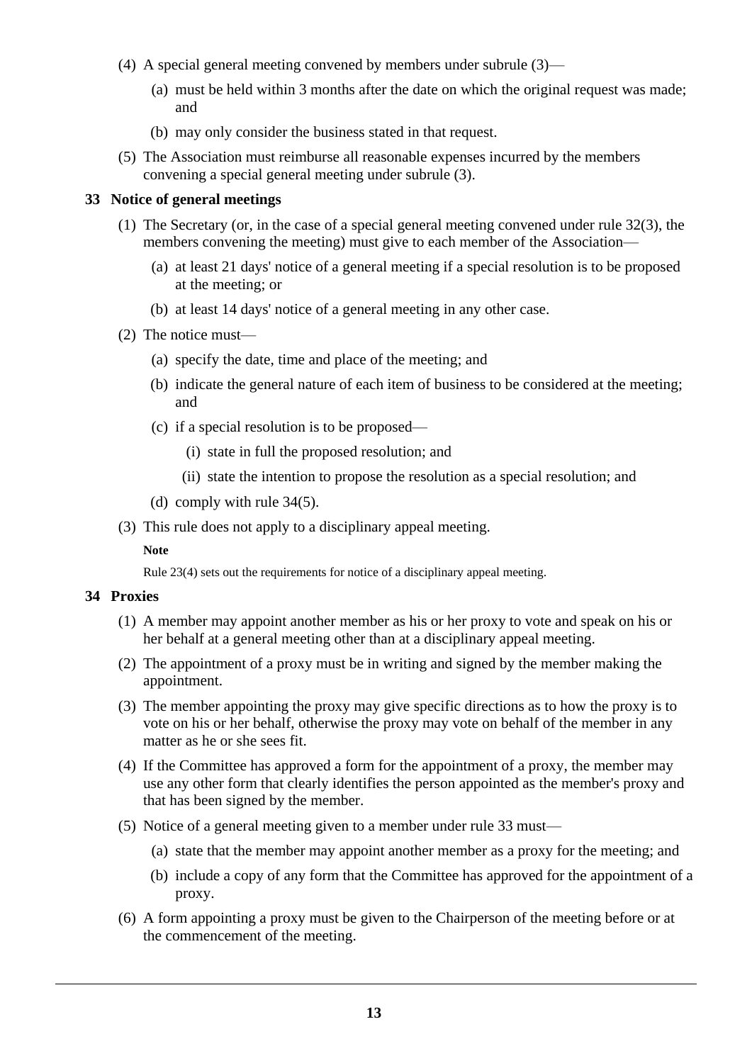(4) A special general meeting convened by members under subrule (3)—

(a) must be held within 3 months after the date on which the original request was made; and

(b) may only consider the business stated in that request.

(5) The Association must reimburse all reasonable expenses incurred by the members convening a special general meeting under subrule (3).

## 33 Notice of general meetings

(1) The Secretary (or, in the case of a special general meeting convened under rule 32(3), the members convening the meeting) must give to each member of the Association—

(a) at least 21 days' notice of a general meeting if a special resolution is to be proposed at the meeting; or

(b) at least 14 days' notice of a general meeting in any other case.

(2) The notice must—

(a) specify the date, time and place of the meeting; and

(b) indicate the general nature of each item of business to be considered at the meeting; and

(c) if a special resolution is to be proposed—

(i) state in full the proposed resolution; and

(ii) state the intention to propose the resolution as a special resolution; and

(d) comply with rule 34(5).

(3) This rule does not apply to a disciplinary appeal meeting.

**Note**

Rule 23(4) sets out the requirements for notice of a disciplinary appeal meeting.

## 34 Proxies

(1) A member may appoint another member as his or her proxy to vote and speak on his or her behalf at a general meeting other than at a disciplinary appeal meeting.

(2) The appointment of a proxy must be in writing and signed by the member making the appointment.

(3) The member appointing the proxy may give specific directions as to how the proxy is to vote on his or her behalf, otherwise the proxy may vote on behalf of the member in any matter as he or she sees fit.

(4) If the Committee has approved a form for the appointment of a proxy, the member may use any other form that clearly identifies the person appointed as the member's proxy and that has been signed by the member.

(5) Notice of a general meeting given to a member under rule 33 must—

(a) state that the member may appoint another member as a proxy for the meeting; and

(b) include a copy of any form that the Committee has approved for the appointment of a proxy.

(6) A form appointing a proxy must be given to the Chairperson of the meeting before or at the commencement of the meeting.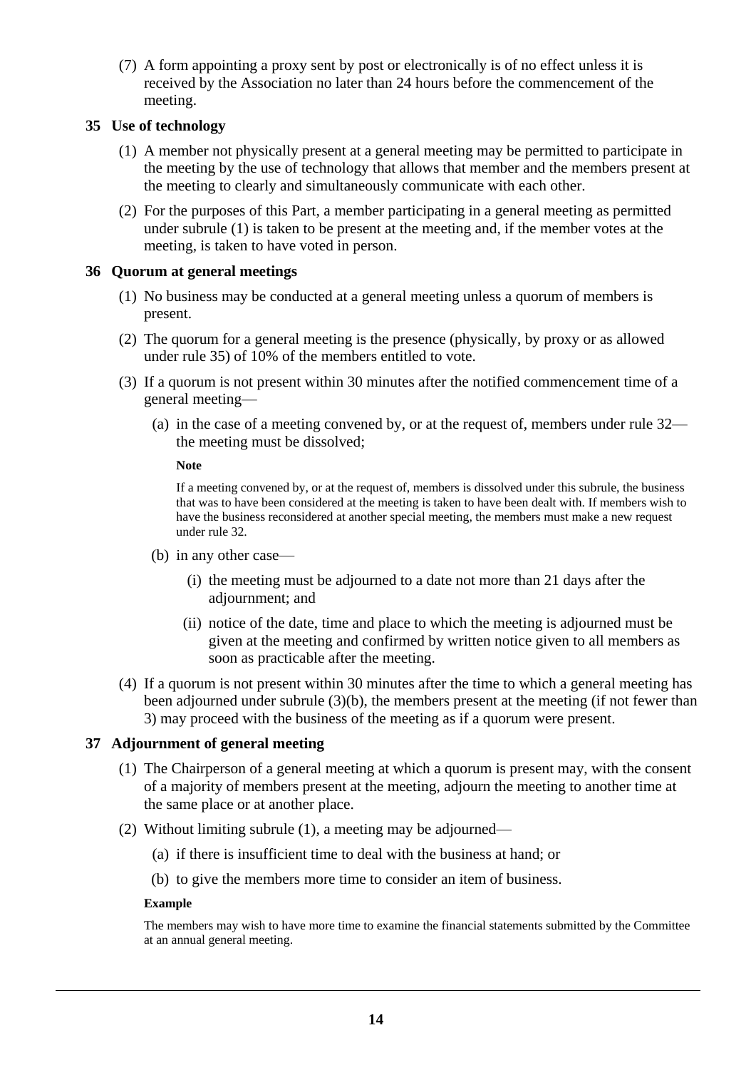(7) A form appointing a proxy sent by post or electronically is of no effect unless it is received by the Association no later than 24 hours before the commencement of the meeting.

### 35 Use of technology

(1) A member not physically present at a general meeting may be permitted to participate in the meeting by the use of technology that allows that member and the members present at the meeting to clearly and simultaneously communicate with each other.

(2) For the purposes of this Part, a member participating in a general meeting as permitted under subrule (1) is taken to be present at the meeting and, if the member votes at the meeting, is taken to have voted in person.

### 36 Quorum at general meetings

(1) No business may be conducted at a general meeting unless a quorum of members is present.

(2) The quorum for a general meeting is the presence (physically, by proxy or as allowed under rule 35) of 10% of the members entitled to vote.

(3) If a quorum is not present within 30 minutes after the notified commencement time of a general meeting—

(a) in the case of a meeting convened by, or at the request of, members under rule 32—the meeting must be dissolved;

**Note**

If a meeting convened by, or at the request of, members is dissolved under this subrule, the business that was to have been considered at the meeting is taken to have been dealt with. If members wish to have the business reconsidered at another special meeting, the members must make a new request under rule 32.

(b) in any other case—

(i) the meeting must be adjourned to a date not more than 21 days after the adjournment; and

(ii) notice of the date, time and place to which the meeting is adjourned must be given at the meeting and confirmed by written notice given to all members as soon as practicable after the meeting.

(4) If a quorum is not present within 30 minutes after the time to which a general meeting has been adjourned under subrule (3)(b), the members present at the meeting (if not fewer than 3) may proceed with the business of the meeting as if a quorum were present.

### 37 Adjournment of general meeting

(1) The Chairperson of a general meeting at which a quorum is present may, with the consent of a majority of members present at the meeting, adjourn the meeting to another time at the same place or at another place.

(2) Without limiting subrule (1), a meeting may be adjourned—

(a) if there is insufficient time to deal with the business at hand; or

(b) to give the members more time to consider an item of business.

**Example**

The members may wish to have more time to examine the financial statements submitted by the Committee at an annual general meeting.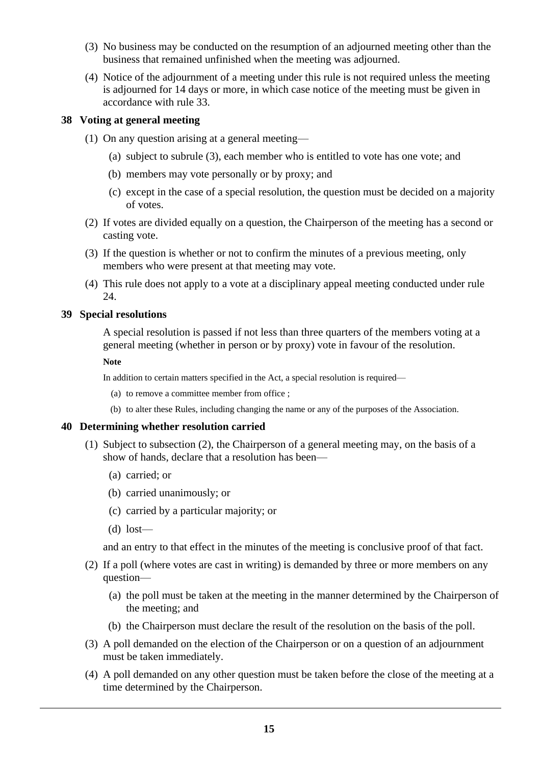(3) No business may be conducted on the resumption of an adjourned meeting other than the business that remained unfinished when the meeting was adjourned.

(4) Notice of the adjournment of a meeting under this rule is not required unless the meeting is adjourned for 14 days or more, in which case notice of the meeting must be given in accordance with rule 33.

### 38 Voting at general meeting

(1) On any question arising at a general meeting—

(a) subject to subrule (3), each member who is entitled to vote has one vote; and

(b) members may vote personally or by proxy; and

(c) except in the case of a special resolution, the question must be decided on a majority of votes.

(2) If votes are divided equally on a question, the Chairperson of the meeting has a second or casting vote.

(3) If the question is whether or not to confirm the minutes of a previous meeting, only members who were present at that meeting may vote.

(4) This rule does not apply to a vote at a disciplinary appeal meeting conducted under rule 24.

### 39 Special resolutions

A special resolution is passed if not less than three quarters of the members voting at a general meeting (whether in person or by proxy) vote in favour of the resolution.

**Note**

In addition to certain matters specified in the Act, a special resolution is required—

(a) to remove a committee member from office ;

(b) to alter these Rules, including changing the name or any of the purposes of the Association.

### 40 Determining whether resolution carried

(1) Subject to subsection (2), the Chairperson of a general meeting may, on the basis of a show of hands, declare that a resolution has been—

(a) carried; or

(b) carried unanimously; or

(c) carried by a particular majority; or

(d) lost—

and an entry to that effect in the minutes of the meeting is conclusive proof of that fact.

(2) If a poll (where votes are cast in writing) is demanded by three or more members on any question—

(a) the poll must be taken at the meeting in the manner determined by the Chairperson of the meeting; and

(b) the Chairperson must declare the result of the resolution on the basis of the poll.

(3) A poll demanded on the election of the Chairperson or on a question of an adjournment must be taken immediately.

(4) A poll demanded on any other question must be taken before the close of the meeting at a time determined by the Chairperson.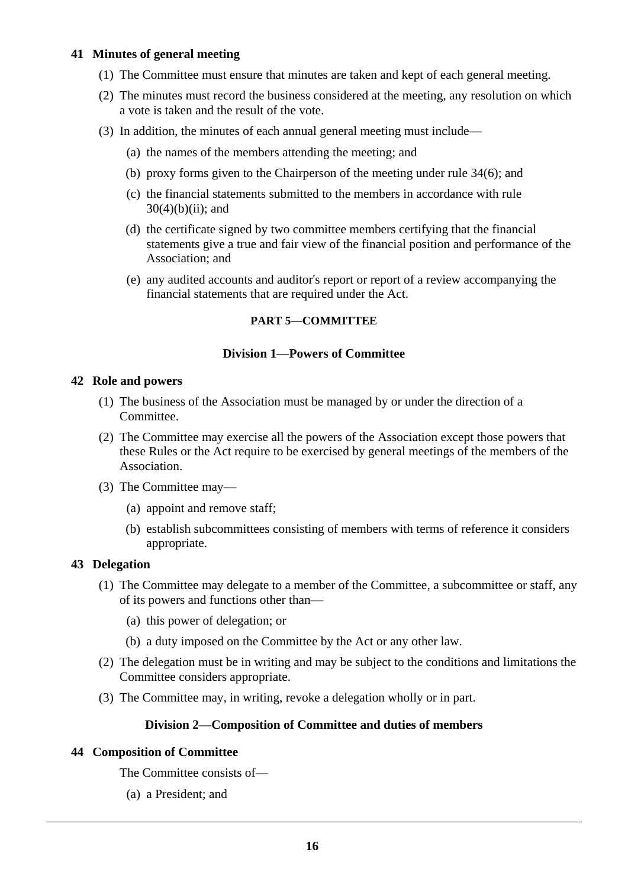### 41 Minutes of general meeting

(1) The Committee must ensure that minutes are taken and kept of each general meeting.

(2) The minutes must record the business considered at the meeting, any resolution on which a vote is taken and the result of the vote.

(3) In addition, the minutes of each annual general meeting must include—

(a) the names of the members attending the meeting; and

(b) proxy forms given to the Chairperson of the meeting under rule 34(6); and

(c) the financial statements submitted to the members in accordance with rule 30(4)(b)(ii); and

(d) the certificate signed by two committee members certifying that the financial statements give a true and fair view of the financial position and performance of the Association; and

(e) any audited accounts and auditor's report or report of a review accompanying the financial statements that are required under the Act.

## PART 5—COMMITTEE

## Division 1—Powers of Committee

### 42 Role and powers

(1) The business of the Association must be managed by or under the direction of a Committee.

(2) The Committee may exercise all the powers of the Association except those powers that these Rules or the Act require to be exercised by general meetings of the members of the Association.

(3) The Committee may—

(a) appoint and remove staff;

(b) establish subcommittees consisting of members with terms of reference it considers appropriate.

### 43 Delegation

(1) The Committee may delegate to a member of the Committee, a subcommittee or staff, any of its powers and functions other than—

(a) this power of delegation; or

(b) a duty imposed on the Committee by the Act or any other law.

(2) The delegation must be in writing and may be subject to the conditions and limitations the Committee considers appropriate.

(3) The Committee may, in writing, revoke a delegation wholly or in part.

## Division 2—Composition of Committee and duties of members

### 44 Composition of Committee

The Committee consists of—

(a) a President; and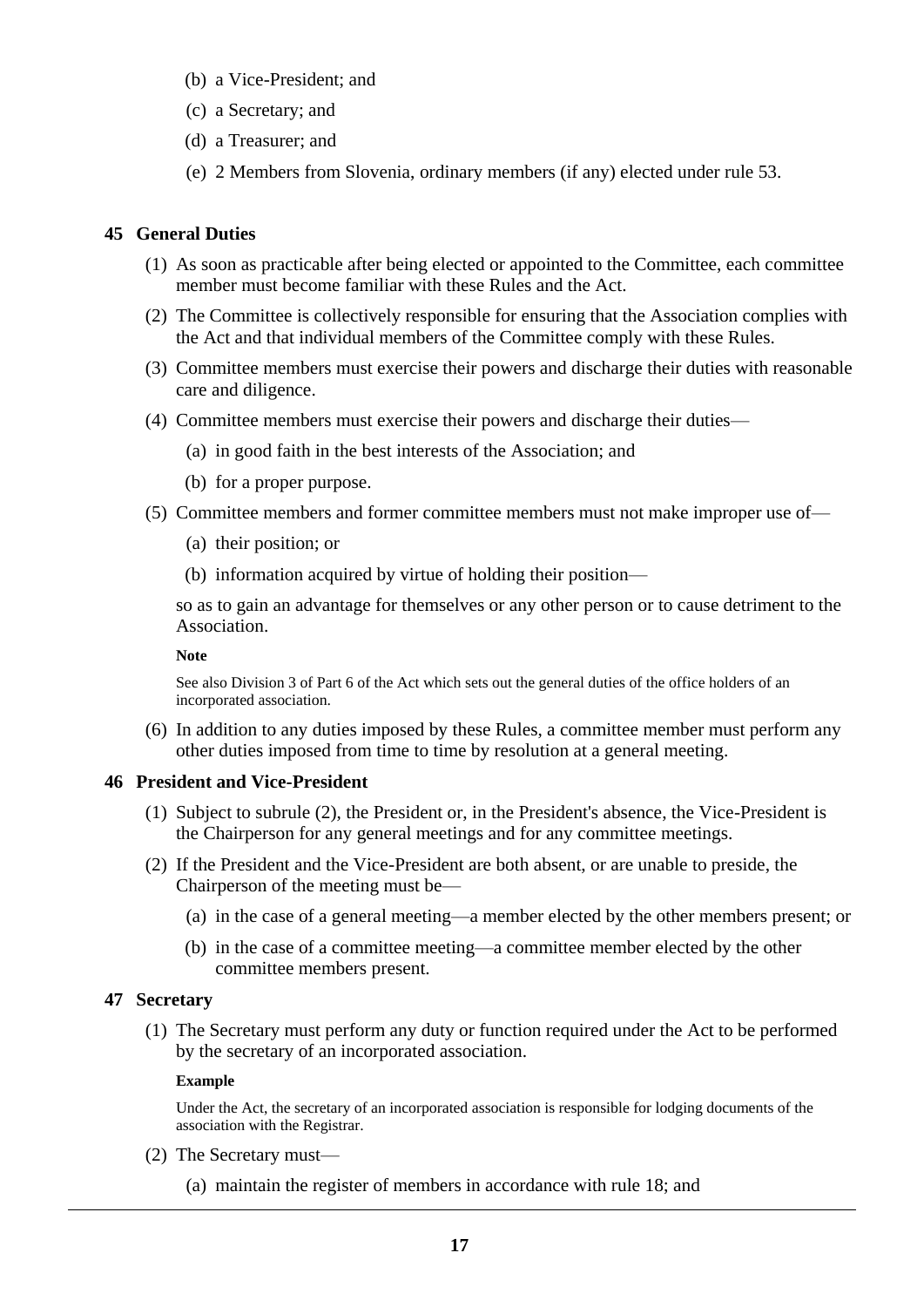(b) a Vice-President; and

(c) a Secretary; and

(d) a Treasurer; and

(e) 2 Members from Slovenia, ordinary members (if any) elected under rule 53.

### 45 General Duties

(1) As soon as practicable after being elected or appointed to the Committee, each committee member must become familiar with these Rules and the Act.

(2) The Committee is collectively responsible for ensuring that the Association complies with the Act and that individual members of the Committee comply with these Rules.

(3) Committee members must exercise their powers and discharge their duties with reasonable care and diligence.

(4) Committee members must exercise their powers and discharge their duties—

(a) in good faith in the best interests of the Association; and

(b) for a proper purpose.

(5) Committee members and former committee members must not make improper use of—

(a) their position; or

(b) information acquired by virtue of holding their position—

so as to gain an advantage for themselves or any other person or to cause detriment to the Association.

**Note**

See also Division 3 of Part 6 of the Act which sets out the general duties of the office holders of an incorporated association.

(6) In addition to any duties imposed by these Rules, a committee member must perform any other duties imposed from time to time by resolution at a general meeting.

### 46 President and Vice-President

(1) Subject to subrule (2), the President or, in the President's absence, the Vice-President is the Chairperson for any general meetings and for any committee meetings.

(2) If the President and the Vice-President are both absent, or are unable to preside, the Chairperson of the meeting must be—

(a) in the case of a general meeting—a member elected by the other members present; or

(b) in the case of a committee meeting—a committee member elected by the other committee members present.

### 47 Secretary

(1) The Secretary must perform any duty or function required under the Act to be performed by the secretary of an incorporated association.

**Example**

Under the Act, the secretary of an incorporated association is responsible for lodging documents of the association with the Registrar.

(2) The Secretary must—

(a) maintain the register of members in accordance with rule 18; and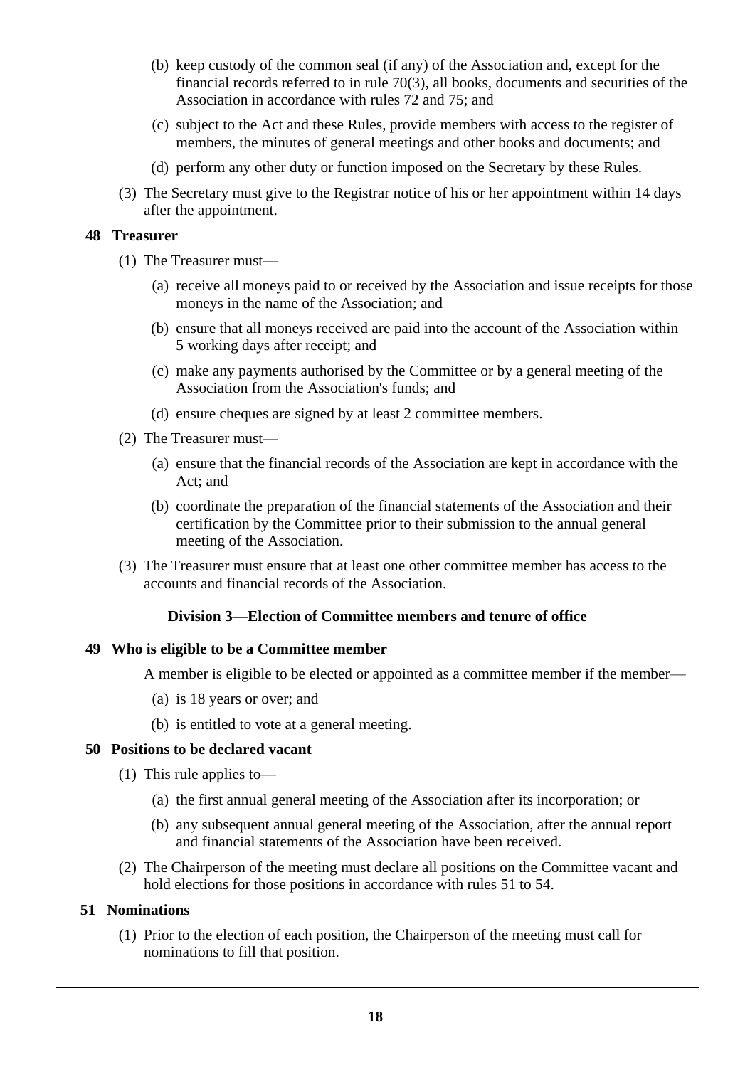(b) keep custody of the common seal (if any) of the Association and, except for the financial records referred to in rule 70(3), all books, documents and securities of the Association in accordance with rules 72 and 75; and

(c) subject to the Act and these Rules, provide members with access to the register of members, the minutes of general meetings and other books and documents; and

(d) perform any other duty or function imposed on the Secretary by these Rules.

(3) The Secretary must give to the Registrar notice of his or her appointment within 14 days after the appointment.

### 48 Treasurer

(1) The Treasurer must—

(a) receive all moneys paid to or received by the Association and issue receipts for those moneys in the name of the Association; and

(b) ensure that all moneys received are paid into the account of the Association within 5 working days after receipt; and

(c) make any payments authorised by the Committee or by a general meeting of the Association from the Association's funds; and

(d) ensure cheques are signed by at least 2 committee members.

(2) The Treasurer must—

(a) ensure that the financial records of the Association are kept in accordance with the Act; and

(b) coordinate the preparation of the financial statements of the Association and their certification by the Committee prior to their submission to the annual general meeting of the Association.

(3) The Treasurer must ensure that at least one other committee member has access to the accounts and financial records of the Association.

## Division 3—Election of Committee members and tenure of office

### 49 Who is eligible to be a Committee member

A member is eligible to be elected or appointed as a committee member if the member—

(a) is 18 years or over; and

(b) is entitled to vote at a general meeting.

### 50 Positions to be declared vacant

(1) This rule applies to—

(a) the first annual general meeting of the Association after its incorporation; or

(b) any subsequent annual general meeting of the Association, after the annual report and financial statements of the Association have been received.

(2) The Chairperson of the meeting must declare all positions on the Committee vacant and hold elections for those positions in accordance with rules 51 to 54.

### 51 Nominations

(1) Prior to the election of each position, the Chairperson of the meeting must call for nominations to fill that position.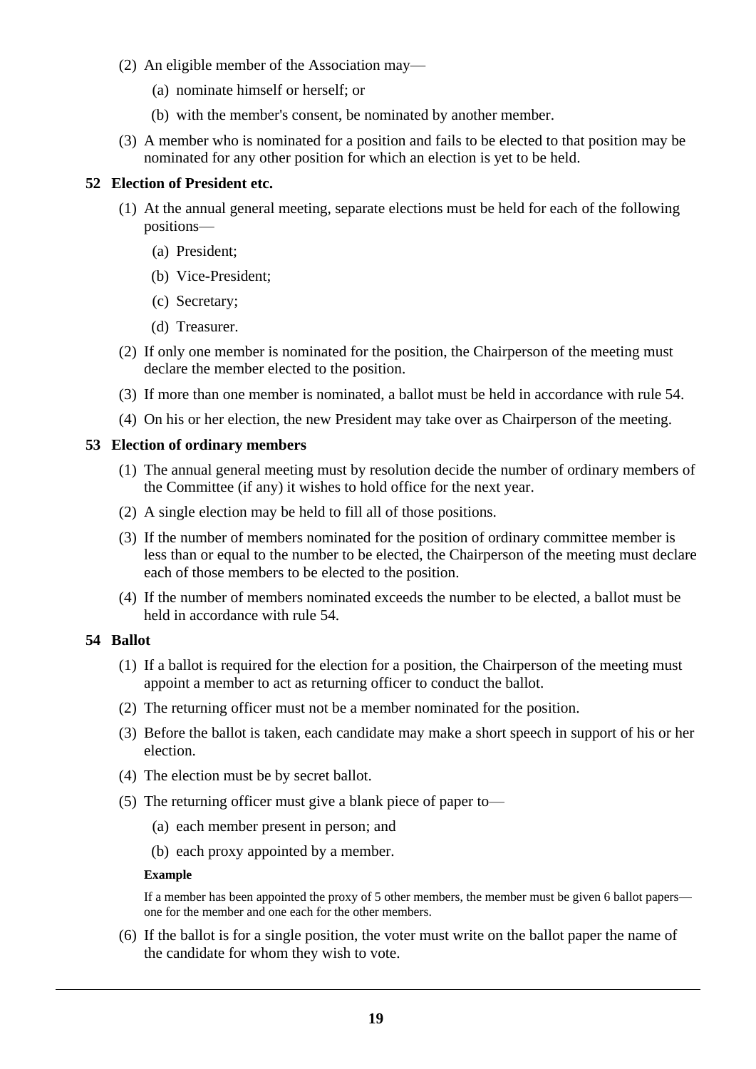(2) An eligible member of the Association may—

  (a) nominate himself or herself; or

  (b) with the member's consent, be nominated by another member.

(3) A member who is nominated for a position and fails to be elected to that position may be nominated for any other position for which an election is yet to be held.

### 52 Election of President etc.

(1) At the annual general meeting, separate elections must be held for each of the following positions—

  (a) President;

  (b) Vice-President;

  (c) Secretary;

  (d) Treasurer.

(2) If only one member is nominated for the position, the Chairperson of the meeting must declare the member elected to the position.

(3) If more than one member is nominated, a ballot must be held in accordance with rule 54.

(4) On his or her election, the new President may take over as Chairperson of the meeting.

### 53 Election of ordinary members

(1) The annual general meeting must by resolution decide the number of ordinary members of the Committee (if any) it wishes to hold office for the next year.

(2) A single election may be held to fill all of those positions.

(3) If the number of members nominated for the position of ordinary committee member is less than or equal to the number to be elected, the Chairperson of the meeting must declare each of those members to be elected to the position.

(4) If the number of members nominated exceeds the number to be elected, a ballot must be held in accordance with rule 54.

### 54 Ballot

(1) If a ballot is required for the election for a position, the Chairperson of the meeting must appoint a member to act as returning officer to conduct the ballot.

(2) The returning officer must not be a member nominated for the position.

(3) Before the ballot is taken, each candidate may make a short speech in support of his or her election.

(4) The election must be by secret ballot.

(5) The returning officer must give a blank piece of paper to—

  (a) each member present in person; and

  (b) each proxy appointed by a member.

**Example**

If a member has been appointed the proxy of 5 other members, the member must be given 6 ballot papers—one for the member and one each for the other members.

(6) If the ballot is for a single position, the voter must write on the ballot paper the name of the candidate for whom they wish to vote.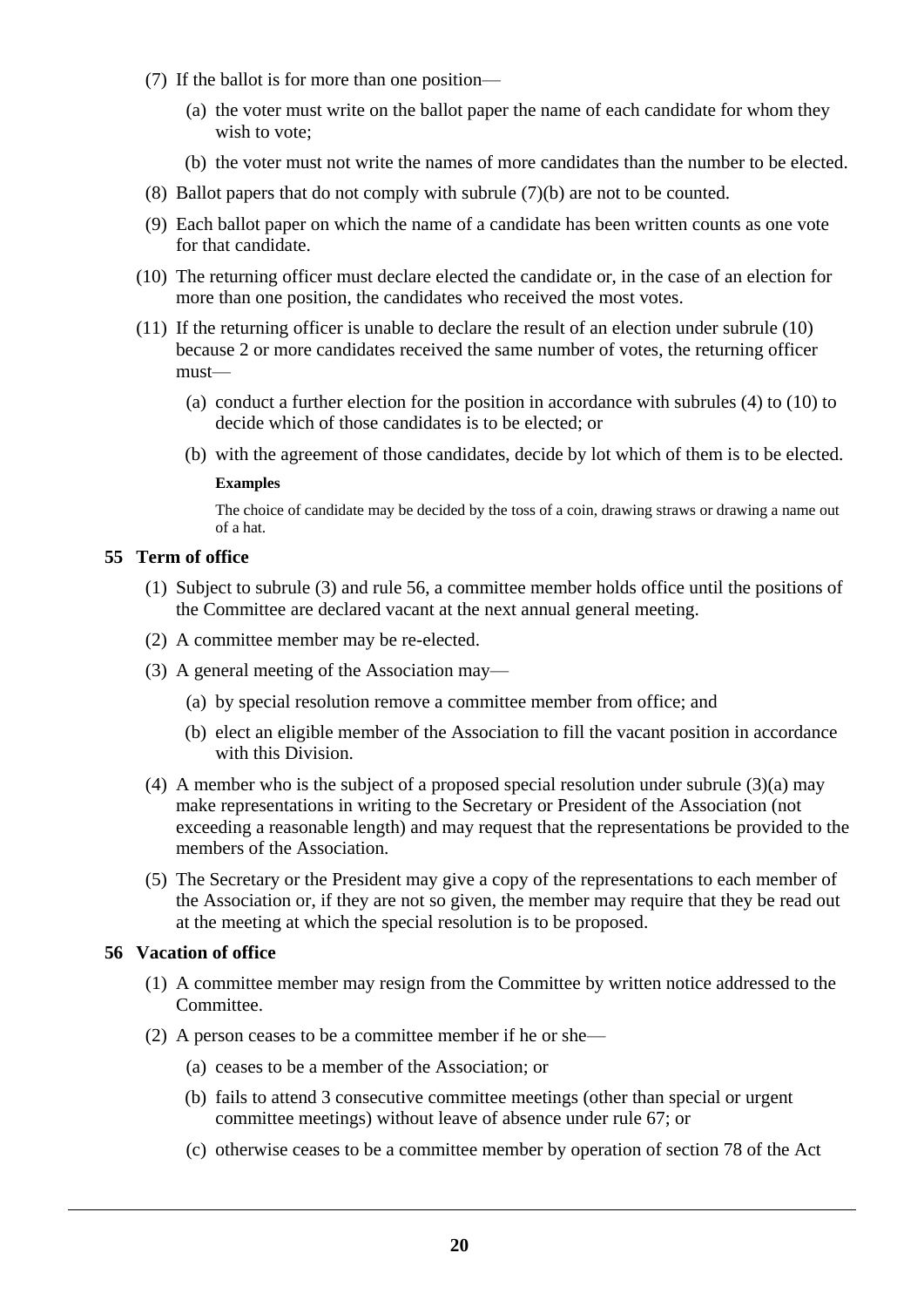(7) If the ballot is for more than one position—

  (a) the voter must write on the ballot paper the name of each candidate for whom they wish to vote;

  (b) the voter must not write the names of more candidates than the number to be elected.

(8) Ballot papers that do not comply with subrule (7)(b) are not to be counted.

(9) Each ballot paper on which the name of a candidate has been written counts as one vote for that candidate.

(10) The returning officer must declare elected the candidate or, in the case of an election for more than one position, the candidates who received the most votes.

(11) If the returning officer is unable to declare the result of an election under subrule (10) because 2 or more candidates received the same number of votes, the returning officer must—

  (a) conduct a further election for the position in accordance with subrules (4) to (10) to decide which of those candidates is to be elected; or

  (b) with the agreement of those candidates, decide by lot which of them is to be elected.

  **Examples**

  The choice of candidate may be decided by the toss of a coin, drawing straws or drawing a name out of a hat.

### 55 Term of office

(1) Subject to subrule (3) and rule 56, a committee member holds office until the positions of the Committee are declared vacant at the next annual general meeting.

(2) A committee member may be re-elected.

(3) A general meeting of the Association may—

  (a) by special resolution remove a committee member from office; and

  (b) elect an eligible member of the Association to fill the vacant position in accordance with this Division.

(4) A member who is the subject of a proposed special resolution under subrule (3)(a) may make representations in writing to the Secretary or President of the Association (not exceeding a reasonable length) and may request that the representations be provided to the members of the Association.

(5) The Secretary or the President may give a copy of the representations to each member of the Association or, if they are not so given, the member may require that they be read out at the meeting at which the special resolution is to be proposed.

### 56 Vacation of office

(1) A committee member may resign from the Committee by written notice addressed to the Committee.

(2) A person ceases to be a committee member if he or she—

  (a) ceases to be a member of the Association; or

  (b) fails to attend 3 consecutive committee meetings (other than special or urgent committee meetings) without leave of absence under rule 67; or

  (c) otherwise ceases to be a committee member by operation of section 78 of the Act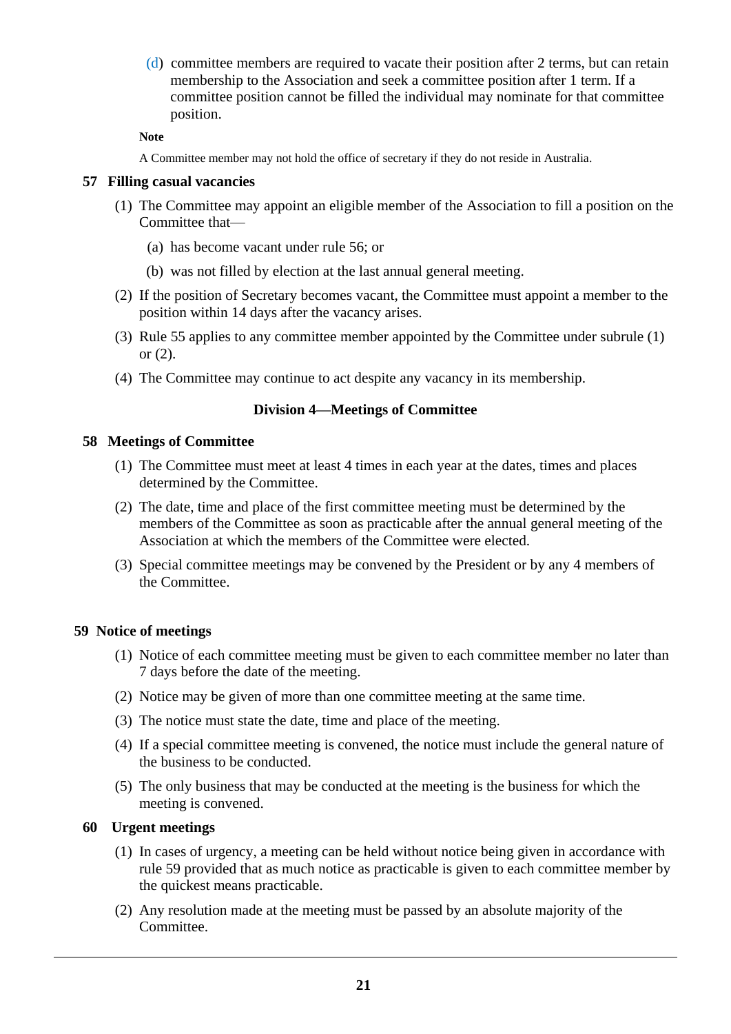(d) committee members are required to vacate their position after 2 terms, but can retain membership to the Association and seek a committee position after 1 term. If a committee position cannot be filled the individual may nominate for that committee position.

**Note**

A Committee member may not hold the office of secretary if they do not reside in Australia.

### 57 Filling casual vacancies

(1) The Committee may appoint an eligible member of the Association to fill a position on the Committee that—

(a) has become vacant under rule 56; or

(b) was not filled by election at the last annual general meeting.

(2) If the position of Secretary becomes vacant, the Committee must appoint a member to the position within 14 days after the vacancy arises.

(3) Rule 55 applies to any committee member appointed by the Committee under subrule (1) or (2).

(4) The Committee may continue to act despite any vacancy in its membership.

## Division 4—Meetings of Committee

### 58 Meetings of Committee

(1) The Committee must meet at least 4 times in each year at the dates, times and places determined by the Committee.

(2) The date, time and place of the first committee meeting must be determined by the members of the Committee as soon as practicable after the annual general meeting of the Association at which the members of the Committee were elected.

(3) Special committee meetings may be convened by the President or by any 4 members of the Committee.

### 59 Notice of meetings

(1) Notice of each committee meeting must be given to each committee member no later than 7 days before the date of the meeting.

(2) Notice may be given of more than one committee meeting at the same time.

(3) The notice must state the date, time and place of the meeting.

(4) If a special committee meeting is convened, the notice must include the general nature of the business to be conducted.

(5) The only business that may be conducted at the meeting is the business for which the meeting is convened.

### 60 Urgent meetings

(1) In cases of urgency, a meeting can be held without notice being given in accordance with rule 59 provided that as much notice as practicable is given to each committee member by the quickest means practicable.

(2) Any resolution made at the meeting must be passed by an absolute majority of the Committee.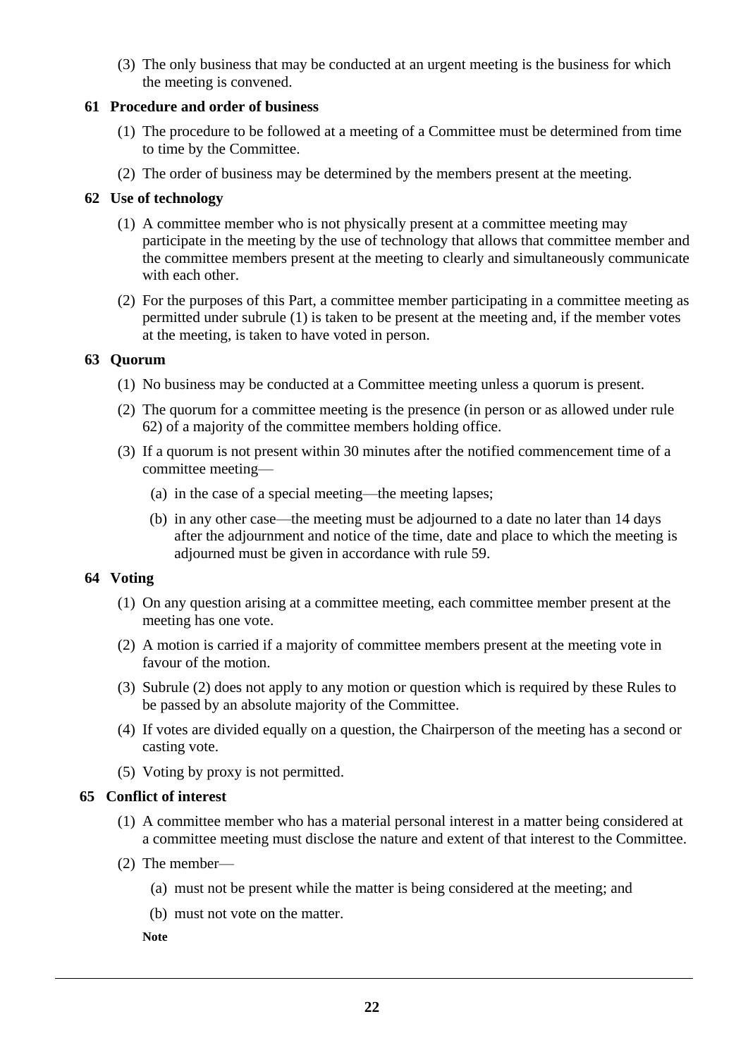(3) The only business that may be conducted at an urgent meeting is the business for which the meeting is convened.

### 61 Procedure and order of business

(1) The procedure to be followed at a meeting of a Committee must be determined from time to time by the Committee.

(2) The order of business may be determined by the members present at the meeting.

### 62 Use of technology

(1) A committee member who is not physically present at a committee meeting may participate in the meeting by the use of technology that allows that committee member and the committee members present at the meeting to clearly and simultaneously communicate with each other.

(2) For the purposes of this Part, a committee member participating in a committee meeting as permitted under subrule (1) is taken to be present at the meeting and, if the member votes at the meeting, is taken to have voted in person.

### 63 Quorum

(1) No business may be conducted at a Committee meeting unless a quorum is present.

(2) The quorum for a committee meeting is the presence (in person or as allowed under rule 62) of a majority of the committee members holding office.

(3) If a quorum is not present within 30 minutes after the notified commencement time of a committee meeting—

(a) in the case of a special meeting—the meeting lapses;

(b) in any other case—the meeting must be adjourned to a date no later than 14 days after the adjournment and notice of the time, date and place to which the meeting is adjourned must be given in accordance with rule 59.

### 64 Voting

(1) On any question arising at a committee meeting, each committee member present at the meeting has one vote.

(2) A motion is carried if a majority of committee members present at the meeting vote in favour of the motion.

(3) Subrule (2) does not apply to any motion or question which is required by these Rules to be passed by an absolute majority of the Committee.

(4) If votes are divided equally on a question, the Chairperson of the meeting has a second or casting vote.

(5) Voting by proxy is not permitted.

### 65 Conflict of interest

(1) A committee member who has a material personal interest in a matter being considered at a committee meeting must disclose the nature and extent of that interest to the Committee.

(2) The member—

(a) must not be present while the matter is being considered at the meeting; and

(b) must not vote on the matter.

**Note**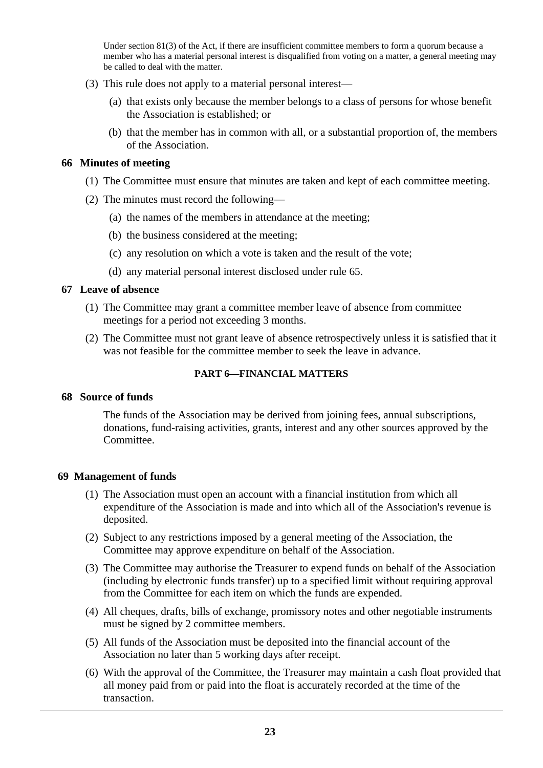Under section 81(3) of the Act, if there are insufficient committee members to form a quorum because a member who has a material personal interest is disqualified from voting on a matter, a general meeting may be called to deal with the matter.

(3) This rule does not apply to a material personal interest—

(a) that exists only because the member belongs to a class of persons for whose benefit the Association is established; or

(b) that the member has in common with all, or a substantial proportion of, the members of the Association.

### 66 Minutes of meeting

(1) The Committee must ensure that minutes are taken and kept of each committee meeting.

(2) The minutes must record the following—

(a) the names of the members in attendance at the meeting;

(b) the business considered at the meeting;

(c) any resolution on which a vote is taken and the result of the vote;

(d) any material personal interest disclosed under rule 65.

### 67 Leave of absence

(1) The Committee may grant a committee member leave of absence from committee meetings for a period not exceeding 3 months.

(2) The Committee must not grant leave of absence retrospectively unless it is satisfied that it was not feasible for the committee member to seek the leave in advance.

## PART 6—FINANCIAL MATTERS

### 68 Source of funds

The funds of the Association may be derived from joining fees, annual subscriptions, donations, fund-raising activities, grants, interest and any other sources approved by the Committee.

### 69 Management of funds

(1) The Association must open an account with a financial institution from which all expenditure of the Association is made and into which all of the Association's revenue is deposited.

(2) Subject to any restrictions imposed by a general meeting of the Association, the Committee may approve expenditure on behalf of the Association.

(3) The Committee may authorise the Treasurer to expend funds on behalf of the Association (including by electronic funds transfer) up to a specified limit without requiring approval from the Committee for each item on which the funds are expended.

(4) All cheques, drafts, bills of exchange, promissory notes and other negotiable instruments must be signed by 2 committee members.

(5) All funds of the Association must be deposited into the financial account of the Association no later than 5 working days after receipt.

(6) With the approval of the Committee, the Treasurer may maintain a cash float provided that all money paid from or paid into the float is accurately recorded at the time of the transaction.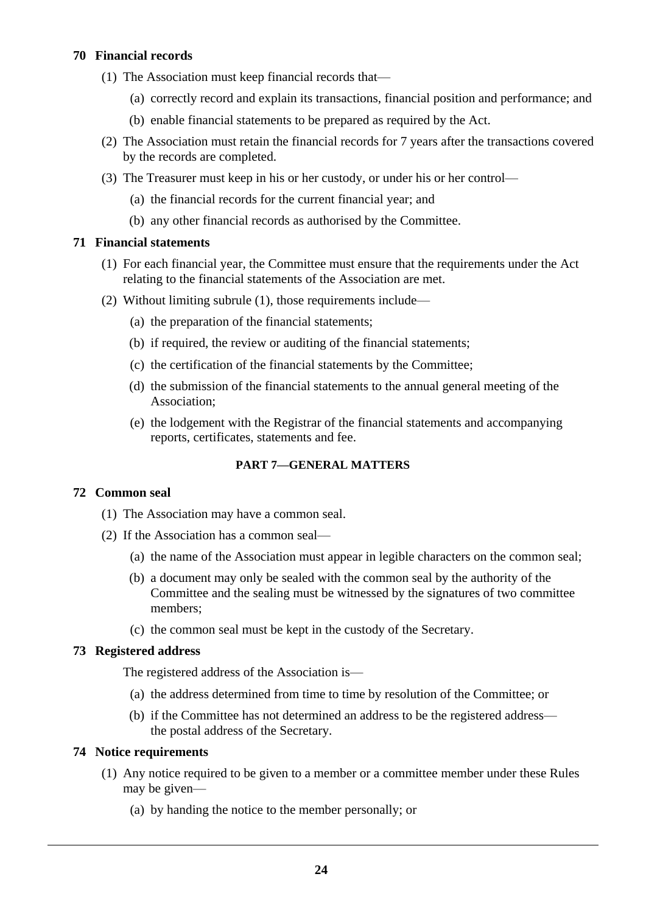### 70 Financial records

(1) The Association must keep financial records that—

(a) correctly record and explain its transactions, financial position and performance; and

(b) enable financial statements to be prepared as required by the Act.

(2) The Association must retain the financial records for 7 years after the transactions covered by the records are completed.

(3) The Treasurer must keep in his or her custody, or under his or her control—

(a) the financial records for the current financial year; and

(b) any other financial records as authorised by the Committee.

### 71 Financial statements

(1) For each financial year, the Committee must ensure that the requirements under the Act relating to the financial statements of the Association are met.

(2) Without limiting subrule (1), those requirements include—

(a) the preparation of the financial statements;

(b) if required, the review or auditing of the financial statements;

(c) the certification of the financial statements by the Committee;

(d) the submission of the financial statements to the annual general meeting of the Association;

(e) the lodgement with the Registrar of the financial statements and accompanying reports, certificates, statements and fee.

## PART 7—GENERAL MATTERS

### 72 Common seal

(1) The Association may have a common seal.

(2) If the Association has a common seal—

(a) the name of the Association must appear in legible characters on the common seal;

(b) a document may only be sealed with the common seal by the authority of the Committee and the sealing must be witnessed by the signatures of two committee members;

(c) the common seal must be kept in the custody of the Secretary.

### 73 Registered address

The registered address of the Association is—

(a) the address determined from time to time by resolution of the Committee; or

(b) if the Committee has not determined an address to be the registered address—the postal address of the Secretary.

### 74 Notice requirements

(1) Any notice required to be given to a member or a committee member under these Rules may be given—

(a) by handing the notice to the member personally; or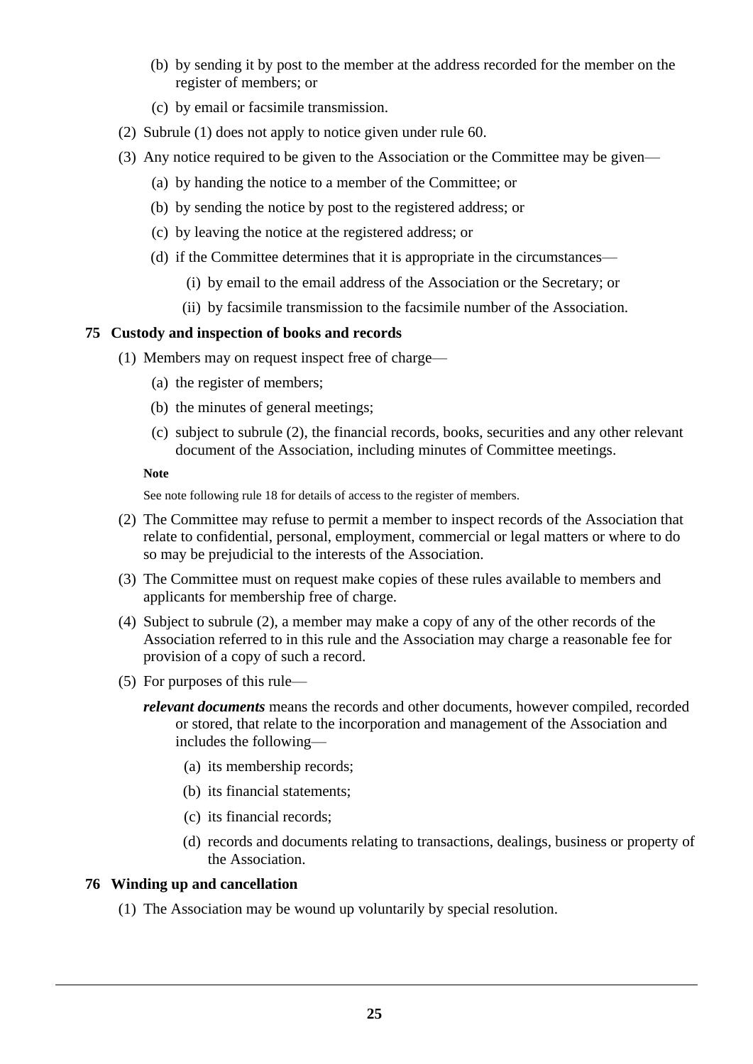(b) by sending it by post to the member at the address recorded for the member on the register of members; or

(c) by email or facsimile transmission.

(2) Subrule (1) does not apply to notice given under rule 60.

(3) Any notice required to be given to the Association or the Committee may be given—

(a) by handing the notice to a member of the Committee; or

(b) by sending the notice by post to the registered address; or

(c) by leaving the notice at the registered address; or

(d) if the Committee determines that it is appropriate in the circumstances—

(i) by email to the email address of the Association or the Secretary; or

(ii) by facsimile transmission to the facsimile number of the Association.

### 75 Custody and inspection of books and records

(1) Members may on request inspect free of charge—

(a) the register of members;

(b) the minutes of general meetings;

(c) subject to subrule (2), the financial records, books, securities and any other relevant document of the Association, including minutes of Committee meetings.

**Note**

See note following rule 18 for details of access to the register of members.

(2) The Committee may refuse to permit a member to inspect records of the Association that relate to confidential, personal, employment, commercial or legal matters or where to do so may be prejudicial to the interests of the Association.

(3) The Committee must on request make copies of these rules available to members and applicants for membership free of charge.

(4) Subject to subrule (2), a member may make a copy of any of the other records of the Association referred to in this rule and the Association may charge a reasonable fee for provision of a copy of such a record.

(5) For purposes of this rule—

***relevant documents*** means the records and other documents, however compiled, recorded or stored, that relate to the incorporation and management of the Association and includes the following—

(a) its membership records;

(b) its financial statements;

(c) its financial records;

(d) records and documents relating to transactions, dealings, business or property of the Association.

### 76 Winding up and cancellation

(1) The Association may be wound up voluntarily by special resolution.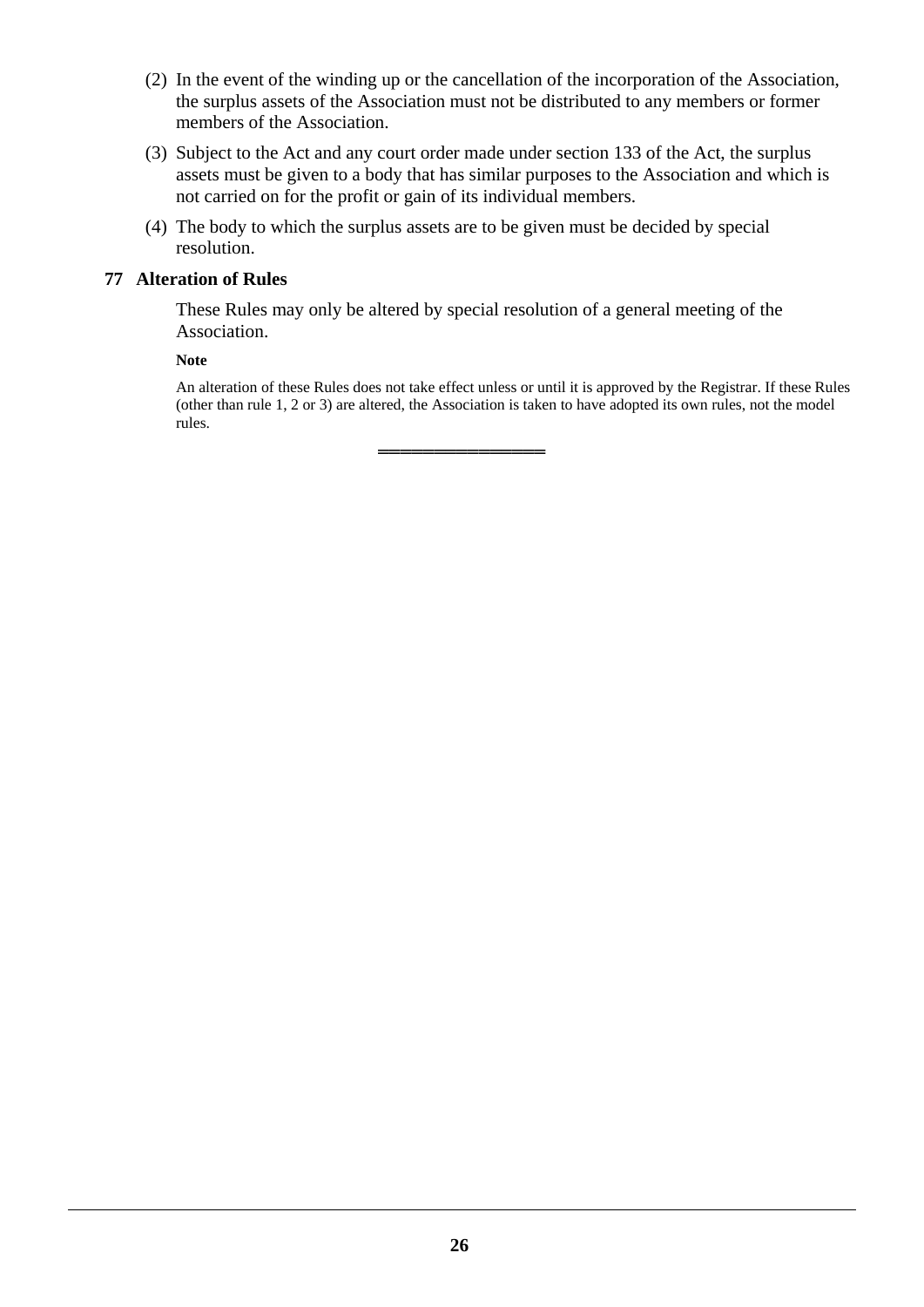(2) In the event of the winding up or the cancellation of the incorporation of the Association, the surplus assets of the Association must not be distributed to any members or former members of the Association.

(3) Subject to the Act and any court order made under section 133 of the Act, the surplus assets must be given to a body that has similar purposes to the Association and which is not carried on for the profit or gain of its individual members.

(4) The body to which the surplus assets are to be given must be decided by special resolution.

### 77 Alteration of Rules

These Rules may only be altered by special resolution of a general meeting of the Association.

**Note**

An alteration of these Rules does not take effect unless or until it is approved by the Registrar. If these Rules (other than rule 1, 2 or 3) are altered, the Association is taken to have adopted its own rules, not the model rules.